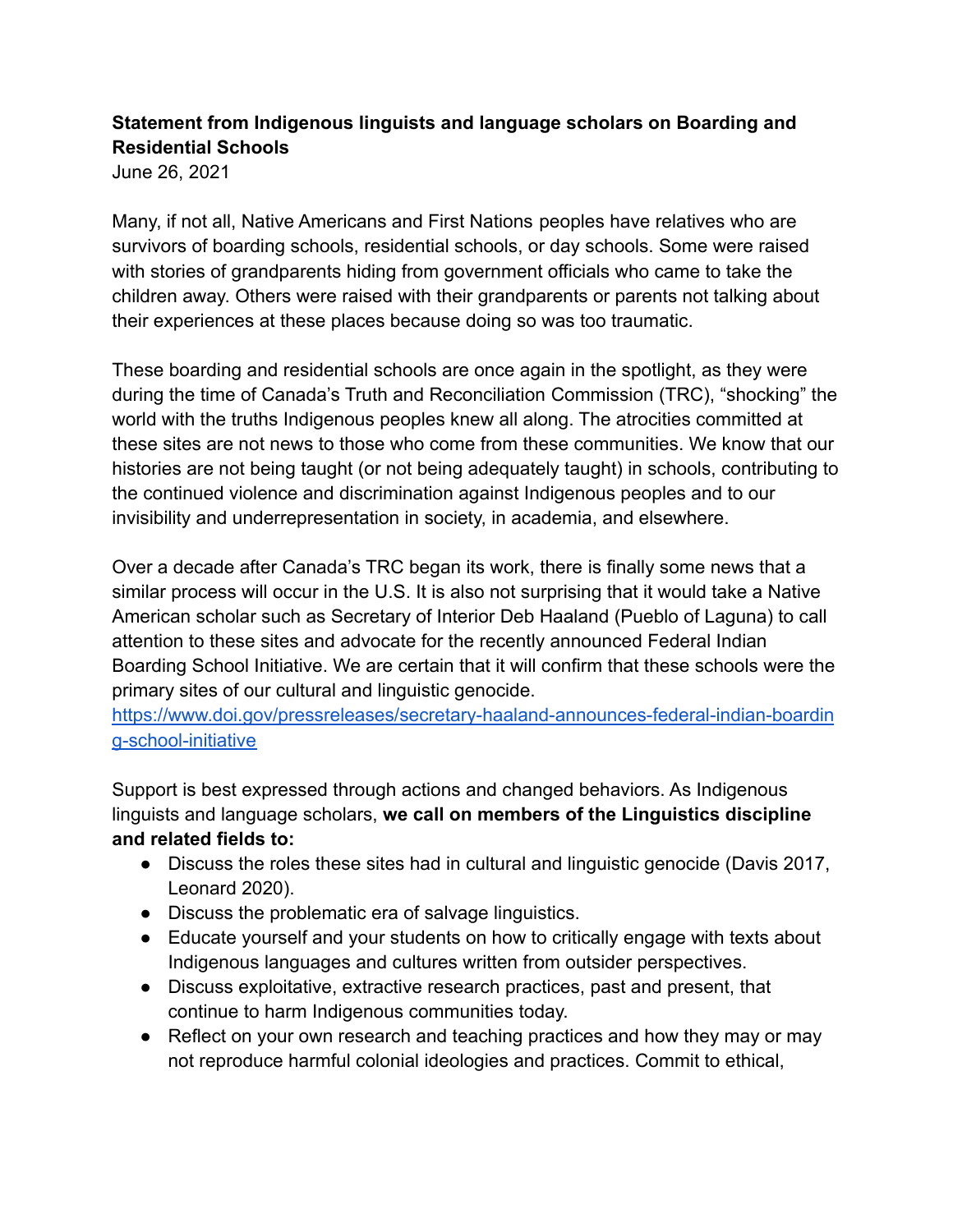**Statement from Indigenous linguists and language scholars on Boarding and Residential Schools**
June 26, 2021

Many, if not all, Native Americans and First Nations peoples have relatives who are survivors of boarding schools, residential schools, or day schools. Some were raised with stories of grandparents hiding from government officials who came to take the children away. Others were raised with their grandparents or parents not talking about their experiences at these places because doing so was too traumatic.

These boarding and residential schools are once again in the spotlight, as they were during the time of Canada's Truth and Reconciliation Commission (TRC), "shocking" the world with the truths Indigenous peoples knew all along. The atrocities committed at these sites are not news to those who come from these communities. We know that our histories are not being taught (or not being adequately taught) in schools, contributing to the continued violence and discrimination against Indigenous peoples and to our invisibility and underrepresentation in society, in academia, and elsewhere.

Over a decade after Canada's TRC began its work, there is finally some news that a similar process will occur in the U.S. It is also not surprising that it would take a Native American scholar such as Secretary of Interior Deb Haaland (Pueblo of Laguna) to call attention to these sites and advocate for the recently announced Federal Indian Boarding School Initiative. We are certain that it will confirm that these schools were the primary sites of our cultural and linguistic genocide.
https://www.doi.gov/pressreleases/secretary-haaland-announces-federal-indian-boarding-school-initiative

Support is best expressed through actions and changed behaviors. As Indigenous linguists and language scholars, **we call on members of the Linguistics discipline and related fields to:**

- Discuss the roles these sites had in cultural and linguistic genocide (Davis 2017, Leonard 2020).
- Discuss the problematic era of salvage linguistics.
- Educate yourself and your students on how to critically engage with texts about Indigenous languages and cultures written from outsider perspectives.
- Discuss exploitative, extractive research practices, past and present, that continue to harm Indigenous communities today.
- Reflect on your own research and teaching practices and how they may or may not reproduce harmful colonial ideologies and practices. Commit to ethical,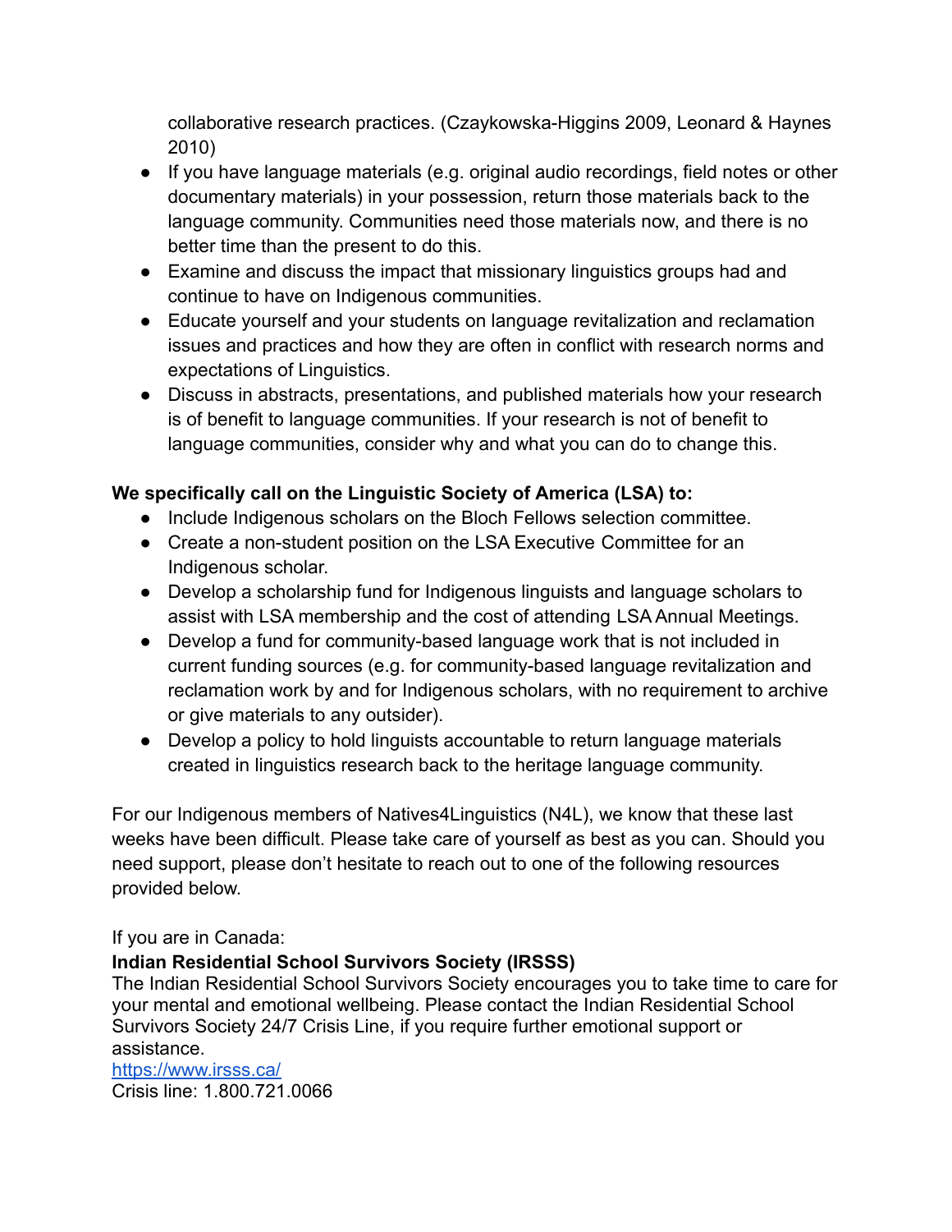collaborative research practices. (Czaykowska-Higgins 2009, Leonard & Haynes 2010)

- If you have language materials (e.g. original audio recordings, field notes or other documentary materials) in your possession, return those materials back to the language community. Communities need those materials now, and there is no better time than the present to do this.
- Examine and discuss the impact that missionary linguistics groups had and continue to have on Indigenous communities.
- Educate yourself and your students on language revitalization and reclamation issues and practices and how they are often in conflict with research norms and expectations of Linguistics.
- Discuss in abstracts, presentations, and published materials how your research is of benefit to language communities. If your research is not of benefit to language communities, consider why and what you can do to change this.

**We specifically call on the Linguistic Society of America (LSA) to:**

- Include Indigenous scholars on the Bloch Fellows selection committee.
- Create a non-student position on the LSA Executive Committee for an Indigenous scholar.
- Develop a scholarship fund for Indigenous linguists and language scholars to assist with LSA membership and the cost of attending LSA Annual Meetings.
- Develop a fund for community-based language work that is not included in current funding sources (e.g. for community-based language revitalization and reclamation work by and for Indigenous scholars, with no requirement to archive or give materials to any outsider).
- Develop a policy to hold linguists accountable to return language materials created in linguistics research back to the heritage language community.

For our Indigenous members of Natives4Linguistics (N4L), we know that these last weeks have been difficult. Please take care of yourself as best as you can. Should you need support, please don't hesitate to reach out to one of the following resources provided below.

If you are in Canada:

**Indian Residential School Survivors Society (IRSSS)**

The Indian Residential School Survivors Society encourages you to take time to care for your mental and emotional wellbeing. Please contact the Indian Residential School Survivors Society 24/7 Crisis Line, if you require further emotional support or assistance.

https://www.irsss.ca/

Crisis line: 1.800.721.0066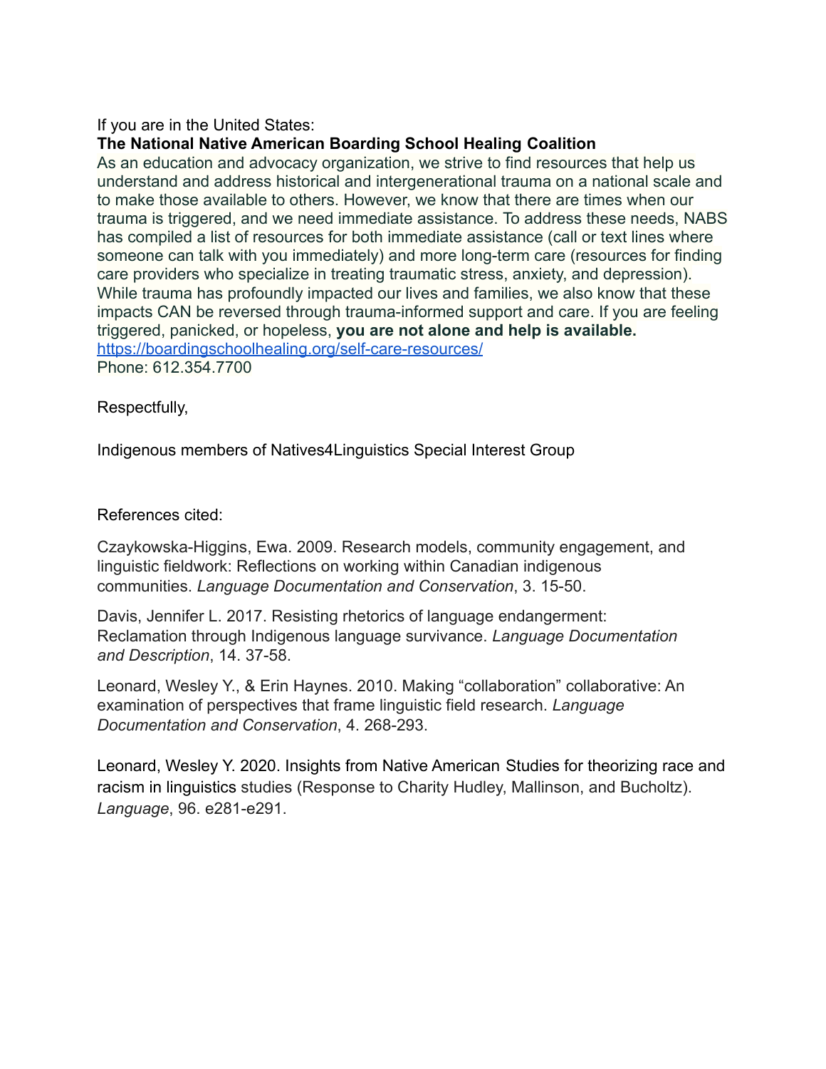If you are in the United States:

**The National Native American Boarding School Healing Coalition**

As an education and advocacy organization, we strive to find resources that help us understand and address historical and intergenerational trauma on a national scale and to make those available to others. However, we know that there are times when our trauma is triggered, and we need immediate assistance. To address these needs, NABS has compiled a list of resources for both immediate assistance (call or text lines where someone can talk with you immediately) and more long-term care (resources for finding care providers who specialize in treating traumatic stress, anxiety, and depression). While trauma has profoundly impacted our lives and families, we also know that these impacts CAN be reversed through trauma-informed support and care. If you are feeling triggered, panicked, or hopeless, **you are not alone and help is available.**
[https://boardingschoolhealing.org/self-care-resources/](https://boardingschoolhealing.org/self-care-resources/)
Phone: 612.354.7700

Respectfully,

Indigenous members of Natives4Linguistics Special Interest Group

References cited:

Czaykowska-Higgins, Ewa. 2009. Research models, community engagement, and linguistic fieldwork: Reflections on working within Canadian indigenous communities. *Language Documentation and Conservation*, 3. 15-50.

Davis, Jennifer L. 2017. Resisting rhetorics of language endangerment: Reclamation through Indigenous language survivance. *Language Documentation and Description*, 14. 37-58.

Leonard, Wesley Y., & Erin Haynes. 2010. Making "collaboration" collaborative: An examination of perspectives that frame linguistic field research. *Language Documentation and Conservation*, 4. 268-293.

Leonard, Wesley Y. 2020. Insights from Native American Studies for theorizing race and racism in linguistics studies (Response to Charity Hudley, Mallinson, and Bucholtz). *Language*, 96. e281-e291.